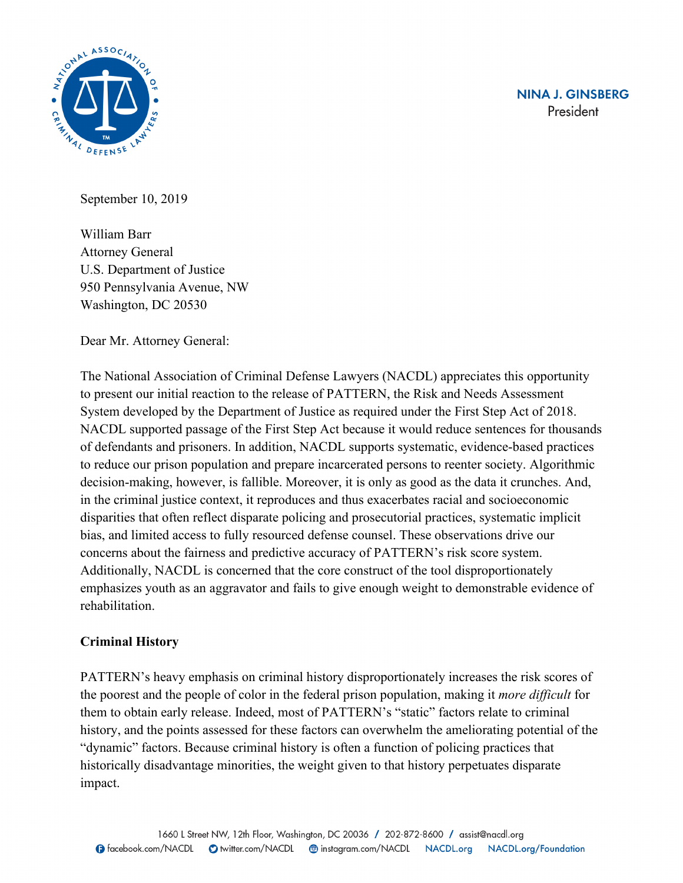NINA J. GINSBERG
President

September 10, 2019

William Barr
Attorney General
U.S. Department of Justice
950 Pennsylvania Avenue, NW
Washington, DC 20530

Dear Mr. Attorney General:

The National Association of Criminal Defense Lawyers (NACDL) appreciates this opportunity to present our initial reaction to the release of PATTERN, the Risk and Needs Assessment System developed by the Department of Justice as required under the First Step Act of 2018. NACDL supported passage of the First Step Act because it would reduce sentences for thousands of defendants and prisoners. In addition, NACDL supports systematic, evidence-based practices to reduce our prison population and prepare incarcerated persons to reenter society. Algorithmic decision-making, however, is fallible. Moreover, it is only as good as the data it crunches. And, in the criminal justice context, it reproduces and thus exacerbates racial and socioeconomic disparities that often reflect disparate policing and prosecutorial practices, systematic implicit bias, and limited access to fully resourced defense counsel. These observations drive our concerns about the fairness and predictive accuracy of PATTERN's risk score system. Additionally, NACDL is concerned that the core construct of the tool disproportionately emphasizes youth as an aggravator and fails to give enough weight to demonstrable evidence of rehabilitation.

**Criminal History**

PATTERN's heavy emphasis on criminal history disproportionately increases the risk scores of the poorest and the people of color in the federal prison population, making it *more difficult* for them to obtain early release. Indeed, most of PATTERN's "static" factors relate to criminal history, and the points assessed for these factors can overwhelm the ameliorating potential of the "dynamic" factors. Because criminal history is often a function of policing practices that historically disadvantage minorities, the weight given to that history perpetuates disparate impact.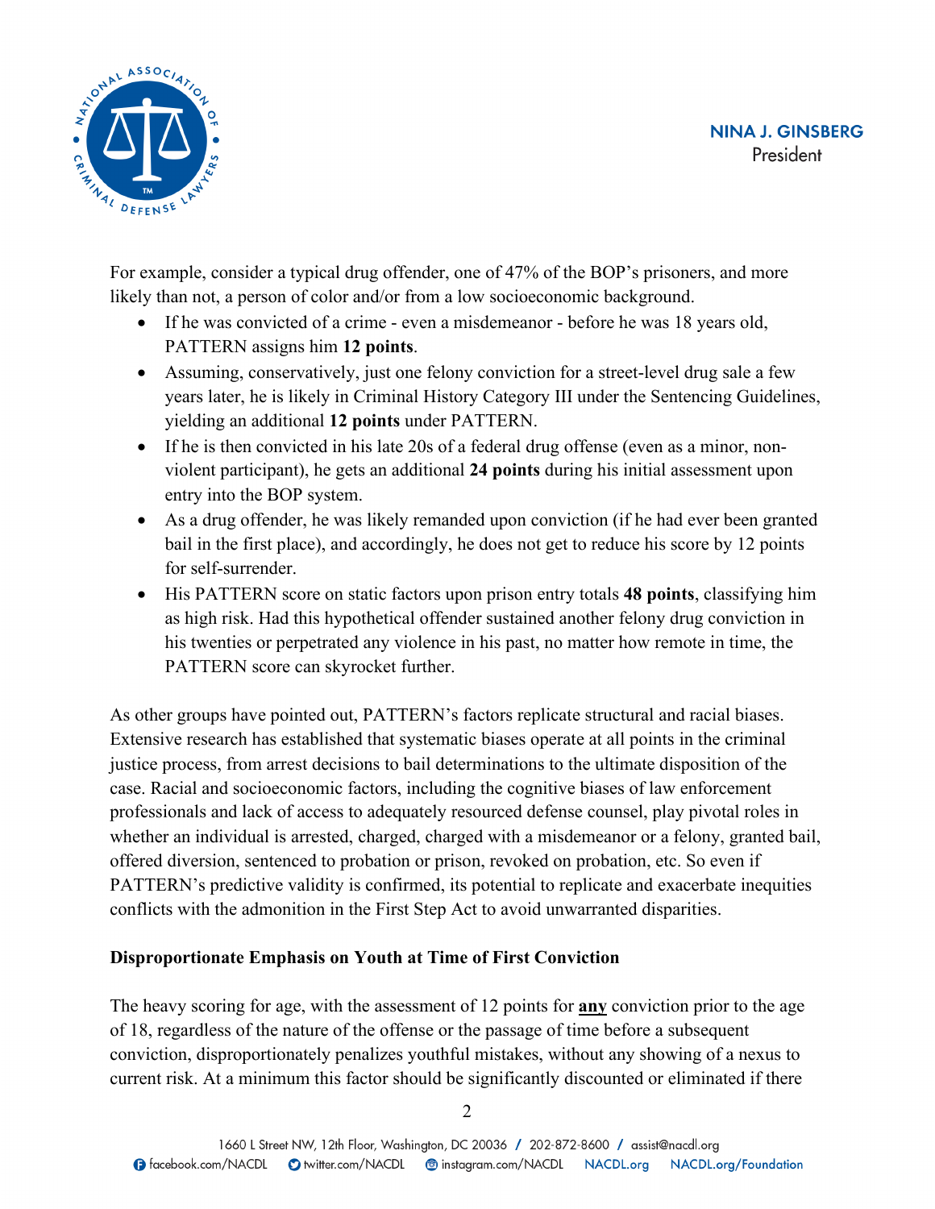For example, consider a typical drug offender, one of 47% of the BOP's prisoners, and more likely than not, a person of color and/or from a low socioeconomic background.

- If he was convicted of a crime - even a misdemeanor - before he was 18 years old, PATTERN assigns him **12 points**.
- Assuming, conservatively, just one felony conviction for a street-level drug sale a few years later, he is likely in Criminal History Category III under the Sentencing Guidelines, yielding an additional **12 points** under PATTERN.
- If he is then convicted in his late 20s of a federal drug offense (even as a minor, non-violent participant), he gets an additional **24 points** during his initial assessment upon entry into the BOP system.
- As a drug offender, he was likely remanded upon conviction (if he had ever been granted bail in the first place), and accordingly, he does not get to reduce his score by 12 points for self-surrender.
- His PATTERN score on static factors upon prison entry totals **48 points**, classifying him as high risk. Had this hypothetical offender sustained another felony drug conviction in his twenties or perpetrated any violence in his past, no matter how remote in time, the PATTERN score can skyrocket further.

As other groups have pointed out, PATTERN's factors replicate structural and racial biases. Extensive research has established that systematic biases operate at all points in the criminal justice process, from arrest decisions to bail determinations to the ultimate disposition of the case. Racial and socioeconomic factors, including the cognitive biases of law enforcement professionals and lack of access to adequately resourced defense counsel, play pivotal roles in whether an individual is arrested, charged, charged with a misdemeanor or a felony, granted bail, offered diversion, sentenced to probation or prison, revoked on probation, etc. So even if PATTERN's predictive validity is confirmed, its potential to replicate and exacerbate inequities conflicts with the admonition in the First Step Act to avoid unwarranted disparities.

**Disproportionate Emphasis on Youth at Time of First Conviction**

The heavy scoring for age, with the assessment of 12 points for **<u>any</u>** conviction prior to the age of 18, regardless of the nature of the offense or the passage of time before a subsequent conviction, disproportionately penalizes youthful mistakes, without any showing of a nexus to current risk. At a minimum this factor should be significantly discounted or eliminated if there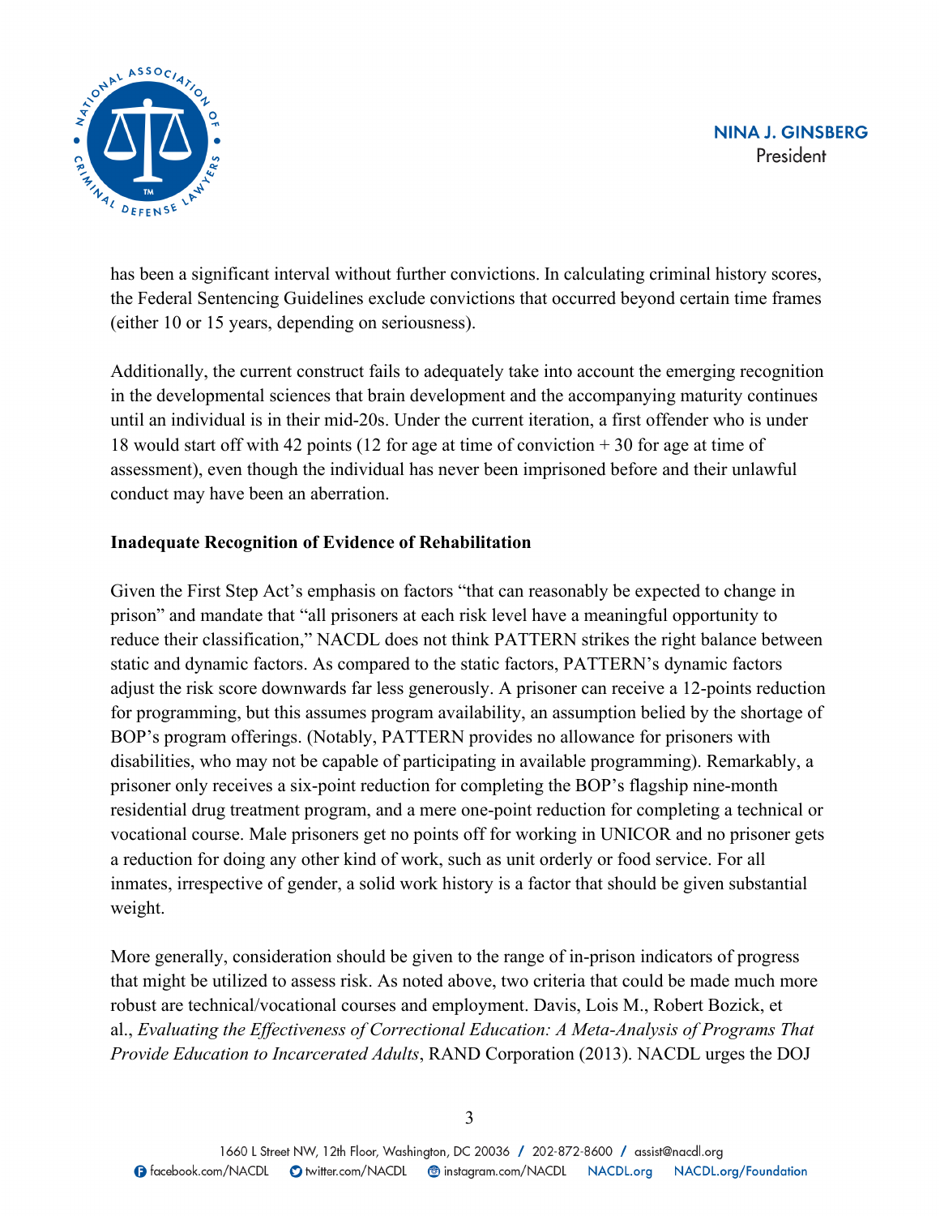has been a significant interval without further convictions. In calculating criminal history scores, the Federal Sentencing Guidelines exclude convictions that occurred beyond certain time frames (either 10 or 15 years, depending on seriousness).

Additionally, the current construct fails to adequately take into account the emerging recognition in the developmental sciences that brain development and the accompanying maturity continues until an individual is in their mid-20s. Under the current iteration, a first offender who is under 18 would start off with 42 points (12 for age at time of conviction + 30 for age at time of assessment), even though the individual has never been imprisoned before and their unlawful conduct may have been an aberration.

**Inadequate Recognition of Evidence of Rehabilitation**

Given the First Step Act's emphasis on factors "that can reasonably be expected to change in prison" and mandate that "all prisoners at each risk level have a meaningful opportunity to reduce their classification," NACDL does not think PATTERN strikes the right balance between static and dynamic factors. As compared to the static factors, PATTERN's dynamic factors adjust the risk score downwards far less generously. A prisoner can receive a 12-points reduction for programming, but this assumes program availability, an assumption belied by the shortage of BOP's program offerings. (Notably, PATTERN provides no allowance for prisoners with disabilities, who may not be capable of participating in available programming). Remarkably, a prisoner only receives a six-point reduction for completing the BOP's flagship nine-month residential drug treatment program, and a mere one-point reduction for completing a technical or vocational course. Male prisoners get no points off for working in UNICOR and no prisoner gets a reduction for doing any other kind of work, such as unit orderly or food service. For all inmates, irrespective of gender, a solid work history is a factor that should be given substantial weight.

More generally, consideration should be given to the range of in-prison indicators of progress that might be utilized to assess risk. As noted above, two criteria that could be made much more robust are technical/vocational courses and employment. Davis, Lois M., Robert Bozick, et al., *Evaluating the Effectiveness of Correctional Education: A Meta-Analysis of Programs That Provide Education to Incarcerated Adults*, RAND Corporation (2013). NACDL urges the DOJ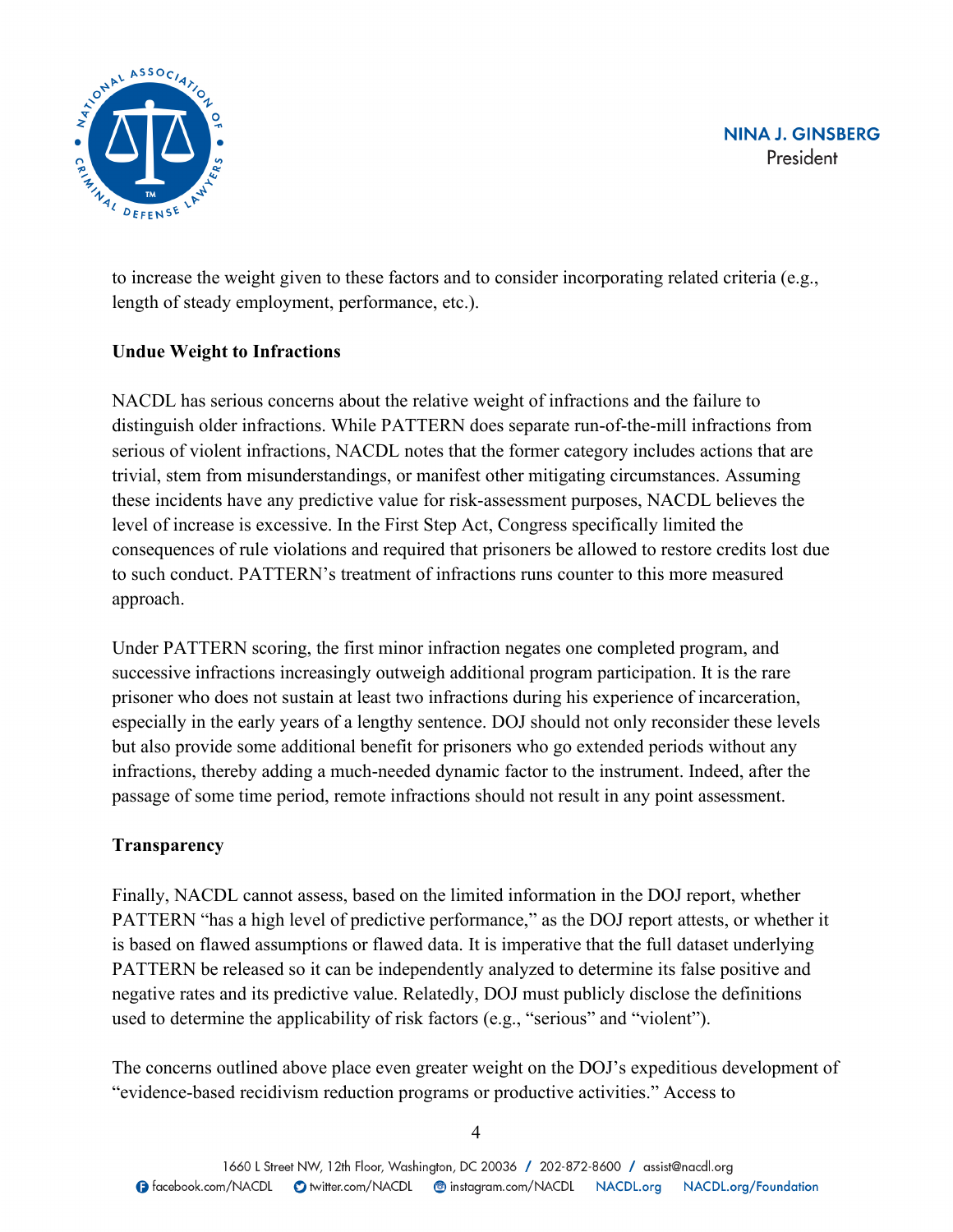to increase the weight given to these factors and to consider incorporating related criteria (e.g., length of steady employment, performance, etc.).

**Undue Weight to Infractions**

NACDL has serious concerns about the relative weight of infractions and the failure to distinguish older infractions. While PATTERN does separate run-of-the-mill infractions from serious of violent infractions, NACDL notes that the former category includes actions that are trivial, stem from misunderstandings, or manifest other mitigating circumstances. Assuming these incidents have any predictive value for risk-assessment purposes, NACDL believes the level of increase is excessive. In the First Step Act, Congress specifically limited the consequences of rule violations and required that prisoners be allowed to restore credits lost due to such conduct. PATTERN's treatment of infractions runs counter to this more measured approach.

Under PATTERN scoring, the first minor infraction negates one completed program, and successive infractions increasingly outweigh additional program participation. It is the rare prisoner who does not sustain at least two infractions during his experience of incarceration, especially in the early years of a lengthy sentence. DOJ should not only reconsider these levels but also provide some additional benefit for prisoners who go extended periods without any infractions, thereby adding a much-needed dynamic factor to the instrument. Indeed, after the passage of some time period, remote infractions should not result in any point assessment.

**Transparency**

Finally, NACDL cannot assess, based on the limited information in the DOJ report, whether PATTERN "has a high level of predictive performance," as the DOJ report attests, or whether it is based on flawed assumptions or flawed data. It is imperative that the full dataset underlying PATTERN be released so it can be independently analyzed to determine its false positive and negative rates and its predictive value. Relatedly, DOJ must publicly disclose the definitions used to determine the applicability of risk factors (e.g., "serious" and "violent").

The concerns outlined above place even greater weight on the DOJ's expeditious development of "evidence-based recidivism reduction programs or productive activities." Access to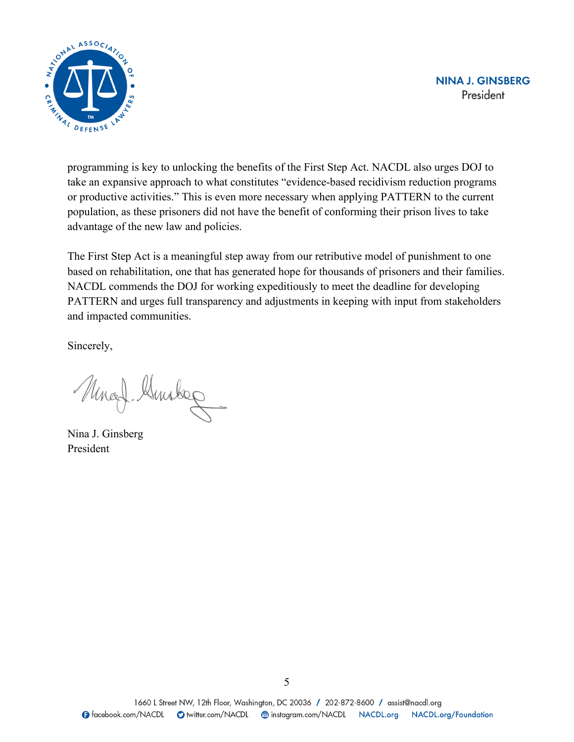programming is key to unlocking the benefits of the First Step Act. NACDL also urges DOJ to take an expansive approach to what constitutes "evidence-based recidivism reduction programs or productive activities." This is even more necessary when applying PATTERN to the current population, as these prisoners did not have the benefit of conforming their prison lives to take advantage of the new law and policies.

The First Step Act is a meaningful step away from our retributive model of punishment to one based on rehabilitation, one that has generated hope for thousands of prisoners and their families. NACDL commends the DOJ for working expeditiously to meet the deadline for developing PATTERN and urges full transparency and adjustments in keeping with input from stakeholders and impacted communities.

Sincerely,

Nina J. Ginsberg
President